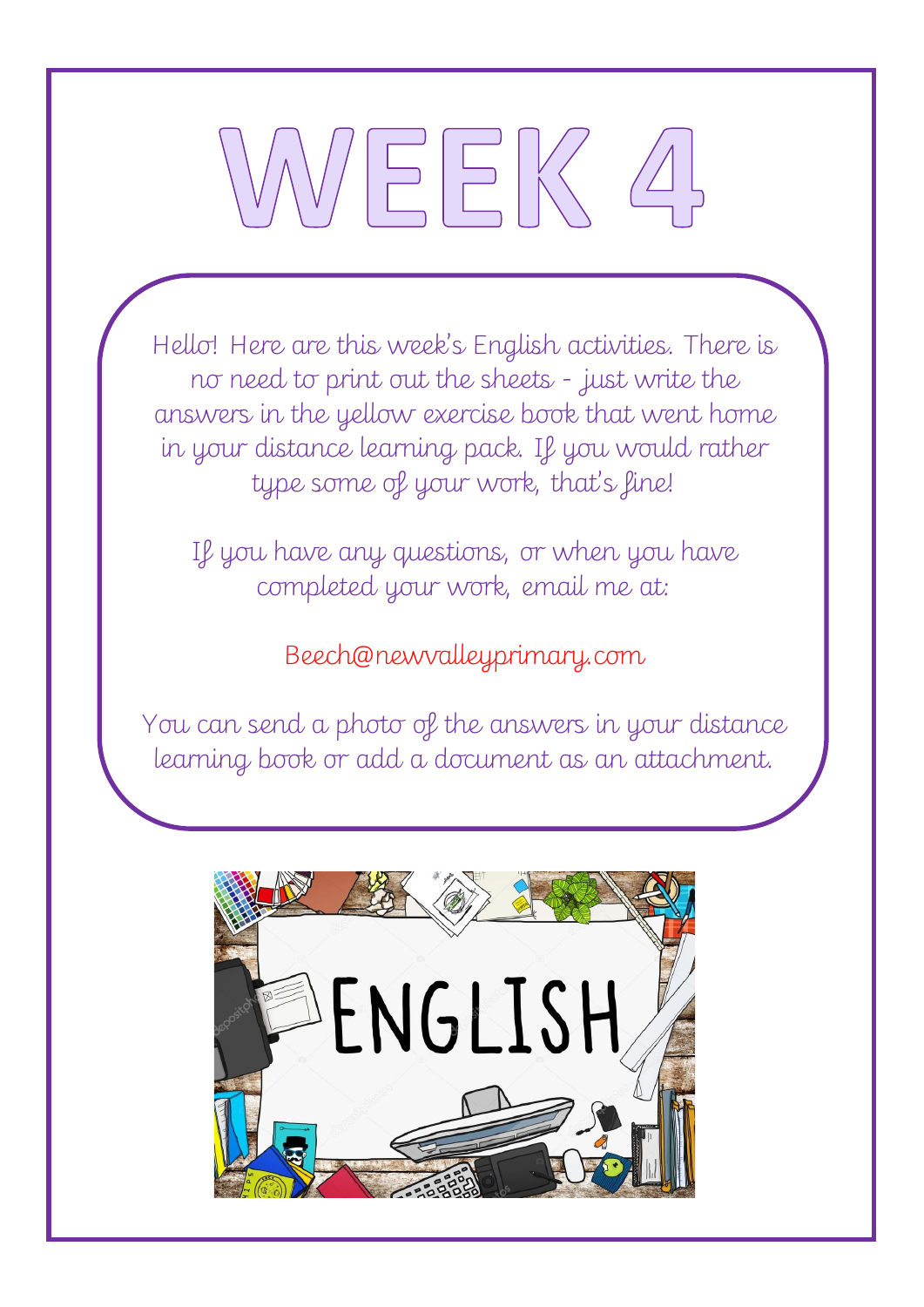# WEEK 4

Hello! Here are this week's English activities. There is no need to print out the sheets - just write the answers in the yellow exercise book that went home in your distance learning pack. If you would rather type some of your work, that's fine!

If you have any questions, or when you have completed your work, email me at:

Beech@newvalleyprimary.com

You can send a photo of the answers in your distance learning book or add a document as an attachment.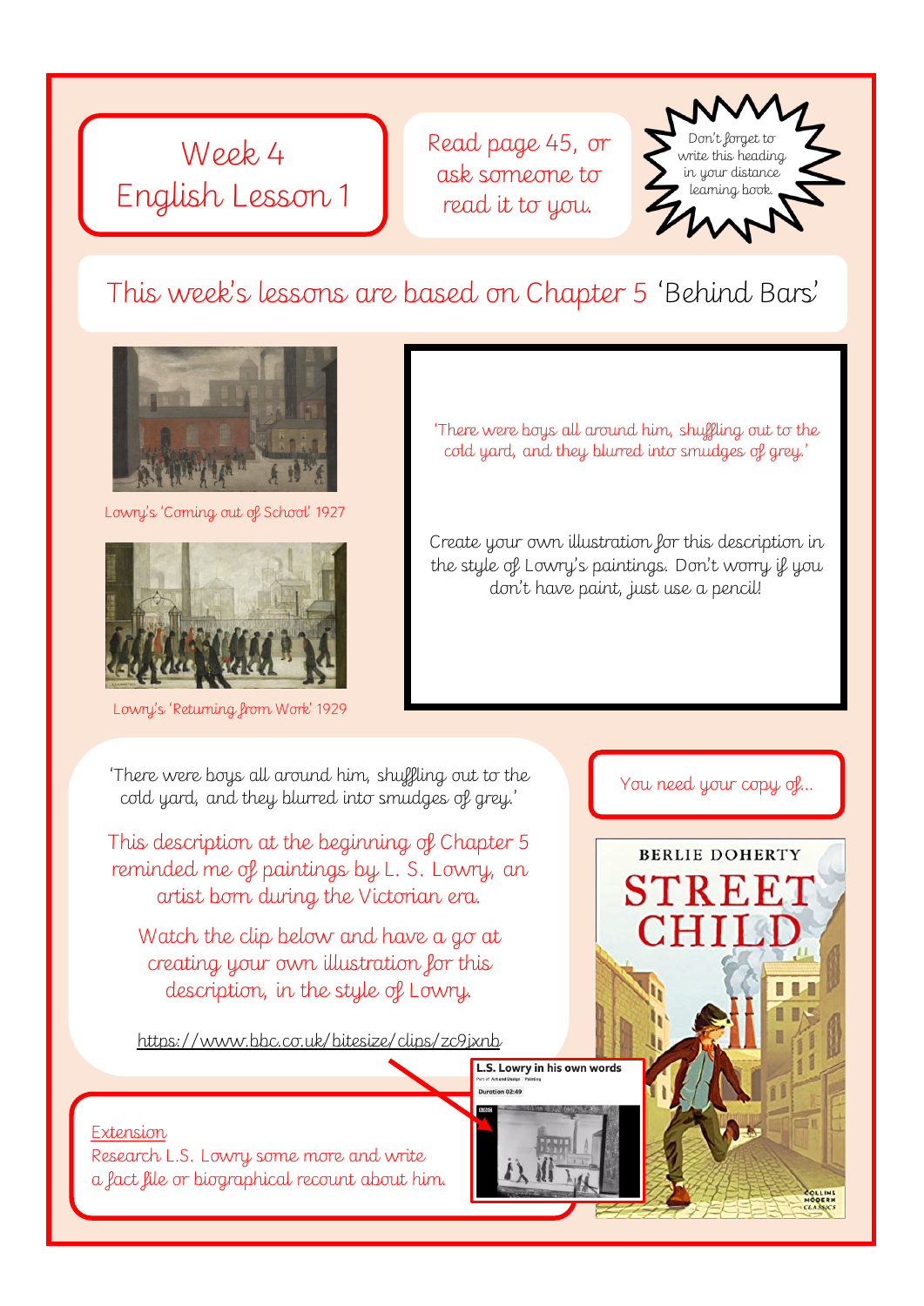# Week 4
# English Lesson 1

Read page 45, or ask someone to read it to you.

Don't forget to write this heading in your distance learning book.

## This week's lessons are based on Chapter 5 'Behind Bars'

Lowry's 'Coming out of School' 1927

Lowry's 'Returning from Work' 1929

'There were boys all around him, shuffling out to the cold yard, and they blurred into smudges of grey.'

Create your own illustration for this description in the style of Lowry's paintings. Don't worry if you don't have paint, just use a pencil!

'There were boys all around him, shuffling out to the cold yard, and they blurred into smudges of grey.'

This description at the beginning of Chapter 5 reminded me of paintings by L. S. Lowry, an artist born during the Victorian era.

Watch the clip below and have a go at creating your own illustration for this description, in the style of Lowry.

https://www.bbc.co.uk/bitesize/clips/zc9jxnb

L.S. Lowry in his own words

Duration 02:49

You need your copy of...

BERLIE DOHERTY
STREET CHILD

Extension

Research L.S. Lowry some more and write a fact file or biographical recount about him.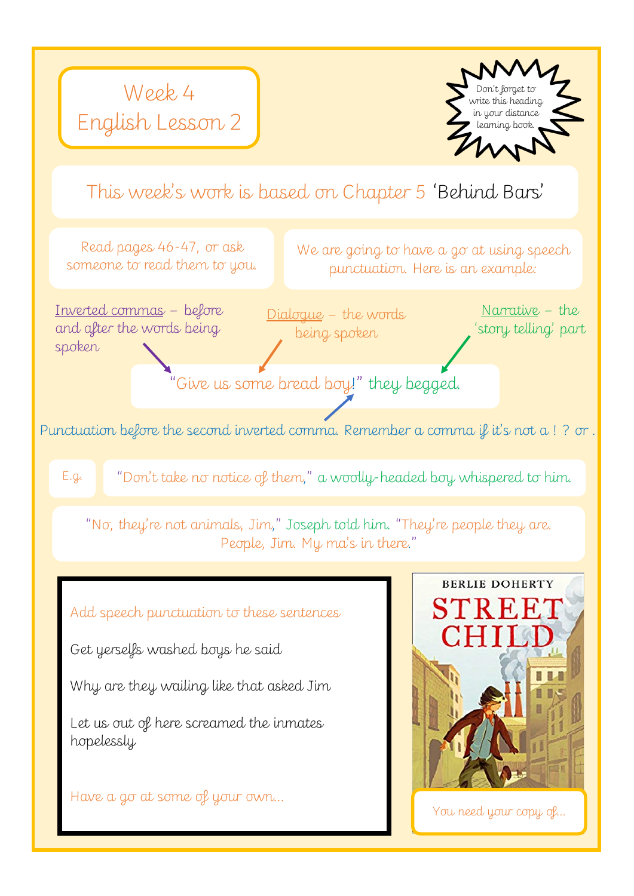# Week 4
# English Lesson 2

Don't forget to write this heading in your distance learning book.

This week's work is based on Chapter 5 'Behind Bars'

Read pages 46-47, or ask someone to read them to you.

We are going to have a go at using speech punctuation. Here is an example:

Inverted commas – before and after the words being spoken

Dialogue – the words being spoken

Narrative – the 'story telling' part

"Give us some bread boy!" they begged.

Punctuation before the second inverted comma. Remember a comma if it's not a ! ? or .

E.g. "Don't take no notice of them," a woolly-headed boy whispered to him.

"No, they're not animals, Jim," Joseph told him. "They're people they are. People, Jim. My ma's in there."

Add speech punctuation to these sentences

Get yerselfs washed boys he said

Why are they wailing like that asked Jim

Let us out of here screamed the inmates hopelessly

Have a go at some of your own...

BERLIE DOHERTY
STREET CHILD

You need your copy of...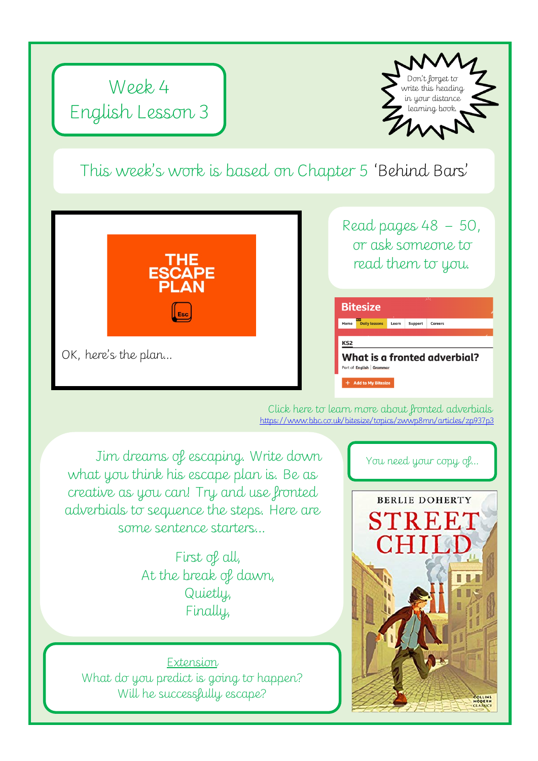# Week 4
# English Lesson 3

Don't forget to write this heading in your distance learning book.

This week's work is based on Chapter 5 'Behind Bars'

THE ESCAPE PLAN

OK, here's the plan...

Read pages 48 – 50, or ask someone to read them to you.

Bitesize

Home | Daily lessons | Learn | Support | Careers

KS2

**What is a fronted adverbial?**

Part of English | Grammar

+ Add to My Bitesize

Click here to learn more about fronted adverbials
https://www.bbc.co.uk/bitesize/topics/zwwp8mn/articles/zp937p3

Jim dreams of escaping. Write down what you think his escape plan is. Be as creative as you can! Try and use fronted adverbials to sequence the steps. Here are some sentence starters...

First of all,
At the break of dawn,
Quietly,
Finally,

You need your copy of...

BERLIE DOHERTY
STREET CHILD

Extension
What do you predict is going to happen? Will he successfully escape?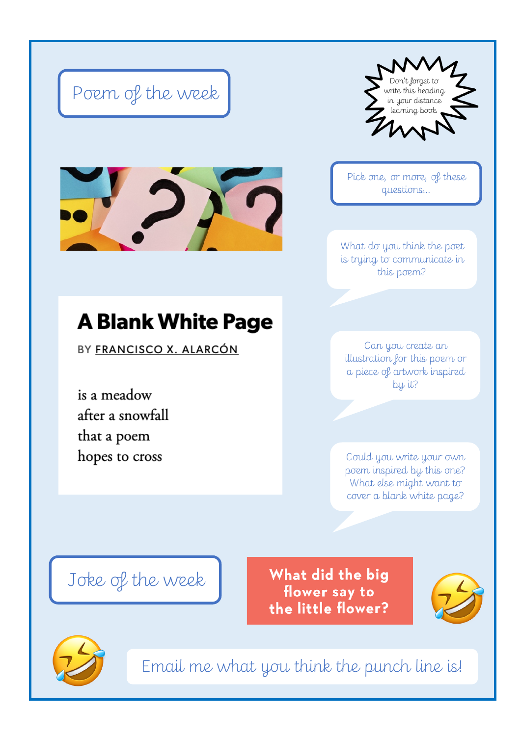## Poem of the week

Don't forget to write this heading in your distance learning book.

Pick one, or more, of these questions...

What do you think the poet is trying to communicate in this poem?

Can you create an illustration for this poem or a piece of artwork inspired by it?

Could you write your own poem inspired by this one? What else might want to cover a blank white page?

# A Blank White Page

BY FRANCISCO X. ALARCÓN

is a meadow
after a snowfall
that a poem
hopes to cross

## Joke of the week

**What did the big flower say to the little flower?**

Email me what you think the punch line is!